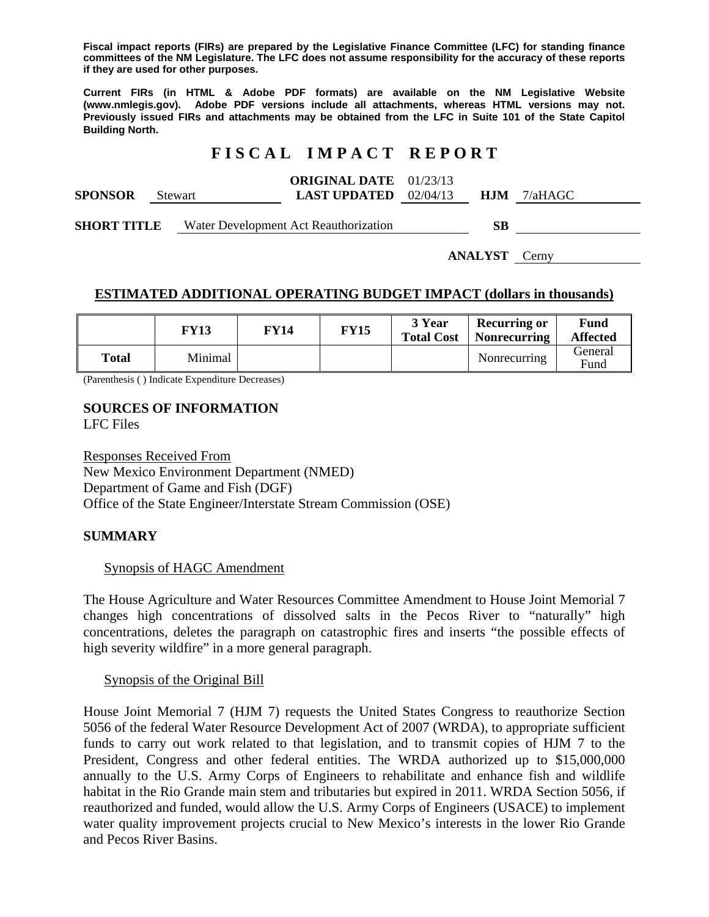**Fiscal impact reports (FIRs) are prepared by the Legislative Finance Committee (LFC) for standing finance committees of the NM Legislature. The LFC does not assume responsibility for the accuracy of these reports if they are used for other purposes.**

**Current FIRs (in HTML & Adobe PDF formats) are available on the NM Legislative Website (www.nmlegis.gov). Adobe PDF versions include all attachments, whereas HTML versions may not. Previously issued FIRs and attachments may be obtained from the LFC in Suite 101 of the State Capitol Building North.**

# FISCAL IMPACT REPORT

| | | | |
|---|---|---|---|
| **SPONSOR** Stewart | **ORIGINAL DATE** 01/23/13 **LAST UPDATED** 02/04/13 | **HJM** | 7/aHAGC |
| **SHORT TITLE** | Water Development Act Reauthorization | **SB** | |
| | | **ANALYST** | Cerny |

## ESTIMATED ADDITIONAL OPERATING BUDGET IMPACT (dollars in thousands)

| | FY13 | FY14 | FY15 | 3 Year Total Cost | Recurring or Nonrecurring | Fund Affected |
|---|---|---|---|---|---|---|
| **Total** | Minimal | | | | Nonrecurring | General Fund |

(Parenthesis ( ) Indicate Expenditure Decreases)

**SOURCES OF INFORMATION**
LFC Files

Responses Received From
New Mexico Environment Department (NMED)
Department of Game and Fish (DGF)
Office of the State Engineer/Interstate Stream Commission (OSE)

**SUMMARY**

Synopsis of HAGC Amendment

The House Agriculture and Water Resources Committee Amendment to House Joint Memorial 7 changes high concentrations of dissolved salts in the Pecos River to "naturally" high concentrations, deletes the paragraph on catastrophic fires and inserts "the possible effects of high severity wildfire" in a more general paragraph.

Synopsis of the Original Bill

House Joint Memorial 7 (HJM 7) requests the United States Congress to reauthorize Section 5056 of the federal Water Resource Development Act of 2007 (WRDA), to appropriate sufficient funds to carry out work related to that legislation, and to transmit copies of HJM 7 to the President, Congress and other federal entities. The WRDA authorized up to $15,000,000 annually to the U.S. Army Corps of Engineers to rehabilitate and enhance fish and wildlife habitat in the Rio Grande main stem and tributaries but expired in 2011. WRDA Section 5056, if reauthorized and funded, would allow the U.S. Army Corps of Engineers (USACE) to implement water quality improvement projects crucial to New Mexico's interests in the lower Rio Grande and Pecos River Basins.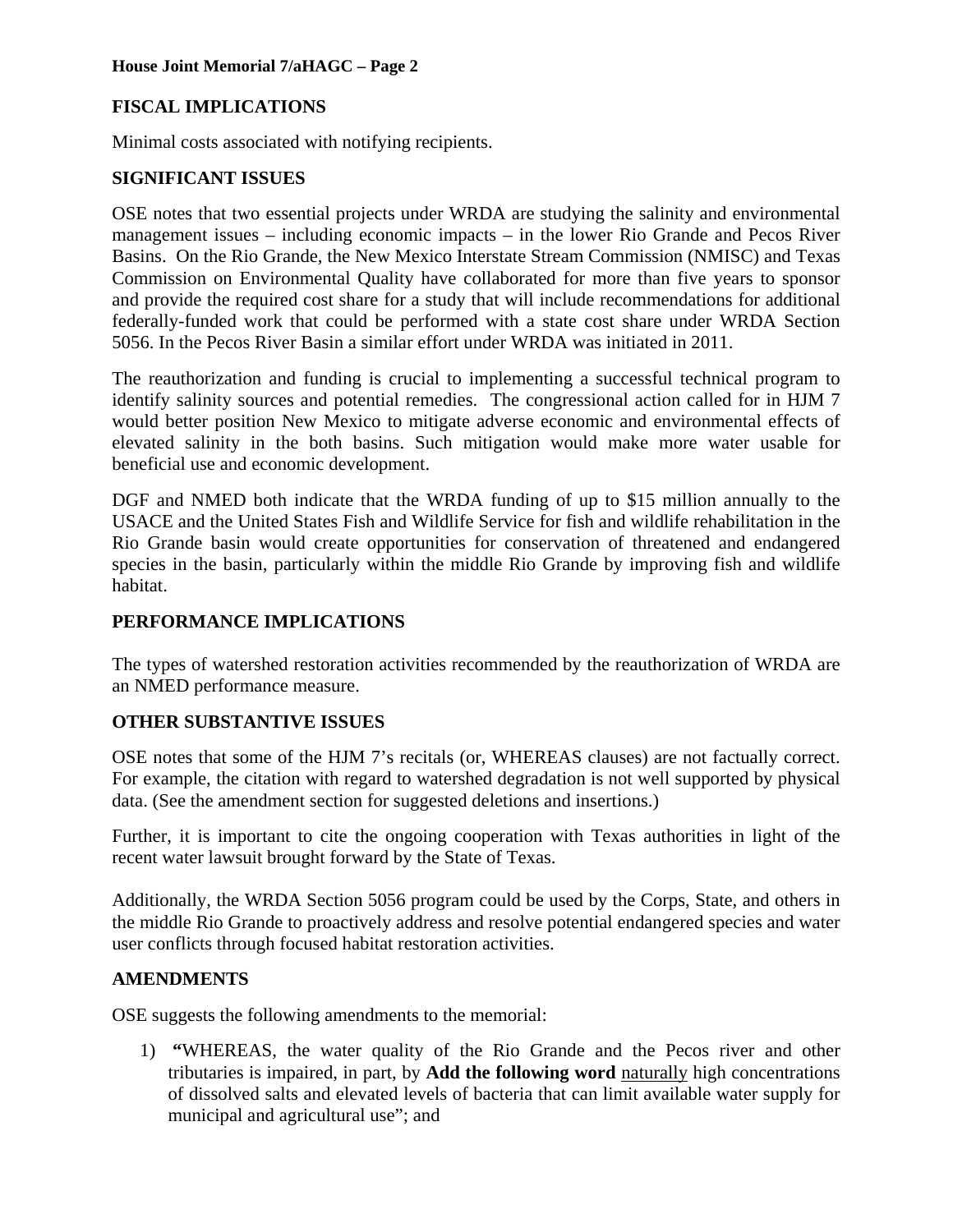## FISCAL IMPLICATIONS

Minimal costs associated with notifying recipients.

## SIGNIFICANT ISSUES

OSE notes that two essential projects under WRDA are studying the salinity and environmental management issues – including economic impacts – in the lower Rio Grande and Pecos River Basins. On the Rio Grande, the New Mexico Interstate Stream Commission (NMISC) and Texas Commission on Environmental Quality have collaborated for more than five years to sponsor and provide the required cost share for a study that will include recommendations for additional federally-funded work that could be performed with a state cost share under WRDA Section 5056. In the Pecos River Basin a similar effort under WRDA was initiated in 2011.

The reauthorization and funding is crucial to implementing a successful technical program to identify salinity sources and potential remedies. The congressional action called for in HJM 7 would better position New Mexico to mitigate adverse economic and environmental effects of elevated salinity in the both basins. Such mitigation would make more water usable for beneficial use and economic development.

DGF and NMED both indicate that the WRDA funding of up to $15 million annually to the USACE and the United States Fish and Wildlife Service for fish and wildlife rehabilitation in the Rio Grande basin would create opportunities for conservation of threatened and endangered species in the basin, particularly within the middle Rio Grande by improving fish and wildlife habitat.

## PERFORMANCE IMPLICATIONS

The types of watershed restoration activities recommended by the reauthorization of WRDA are an NMED performance measure.

## OTHER SUBSTANTIVE ISSUES

OSE notes that some of the HJM 7's recitals (or, WHEREAS clauses) are not factually correct. For example, the citation with regard to watershed degradation is not well supported by physical data. (See the amendment section for suggested deletions and insertions.)

Further, it is important to cite the ongoing cooperation with Texas authorities in light of the recent water lawsuit brought forward by the State of Texas.

Additionally, the WRDA Section 5056 program could be used by the Corps, State, and others in the middle Rio Grande to proactively address and resolve potential endangered species and water user conflicts through focused habitat restoration activities.

## AMENDMENTS

OSE suggests the following amendments to the memorial:

1) **"**WHEREAS, the water quality of the Rio Grande and the Pecos river and other tributaries is impaired, in part, by **Add the following word** <u>naturally</u> high concentrations of dissolved salts and elevated levels of bacteria that can limit available water supply for municipal and agricultural use"; and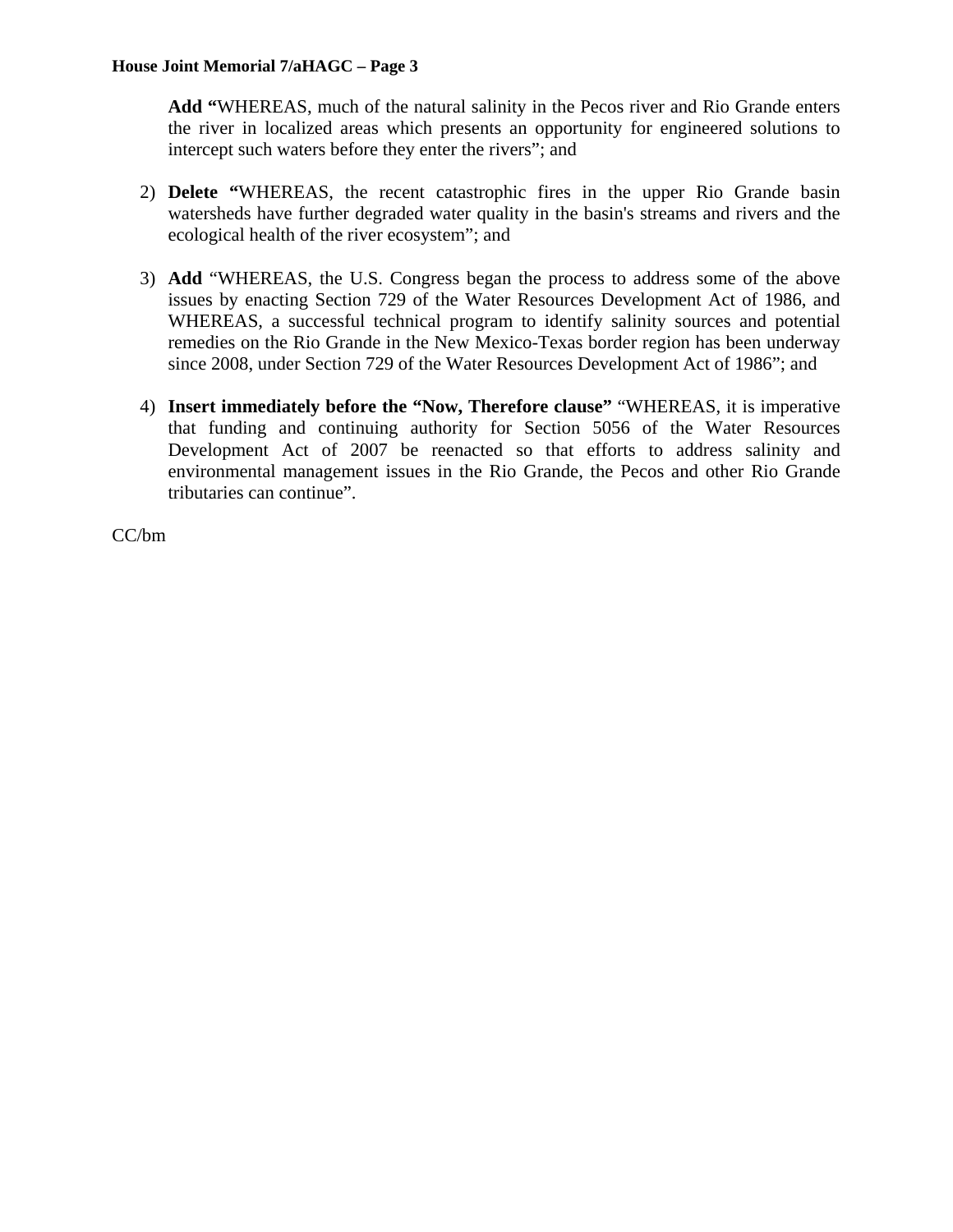**Add "**WHEREAS, much of the natural salinity in the Pecos river and Rio Grande enters the river in localized areas which presents an opportunity for engineered solutions to intercept such waters before they enter the rivers"; and

2) **Delete "**WHEREAS, the recent catastrophic fires in the upper Rio Grande basin watersheds have further degraded water quality in the basin's streams and rivers and the ecological health of the river ecosystem"; and

3) **Add** "WHEREAS, the U.S. Congress began the process to address some of the above issues by enacting Section 729 of the Water Resources Development Act of 1986, and WHEREAS, a successful technical program to identify salinity sources and potential remedies on the Rio Grande in the New Mexico-Texas border region has been underway since 2008, under Section 729 of the Water Resources Development Act of 1986"; and

4) **Insert immediately before the "Now, Therefore clause"** "WHEREAS, it is imperative that funding and continuing authority for Section 5056 of the Water Resources Development Act of 2007 be reenacted so that efforts to address salinity and environmental management issues in the Rio Grande, the Pecos and other Rio Grande tributaries can continue".

CC/bm